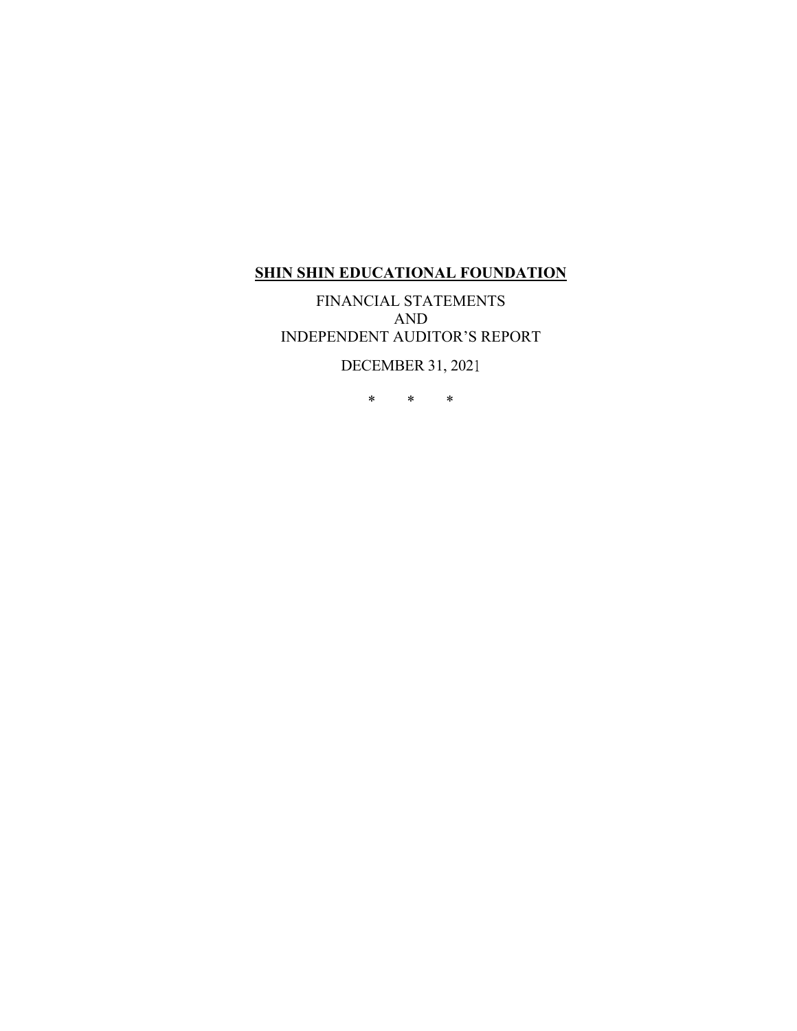# SHIN SHIN EDUCATIONAL FOUNDATION

FINANCIAL STATEMENTS
AND
INDEPENDENT AUDITOR'S REPORT

DECEMBER 31, 2021

\* \* \*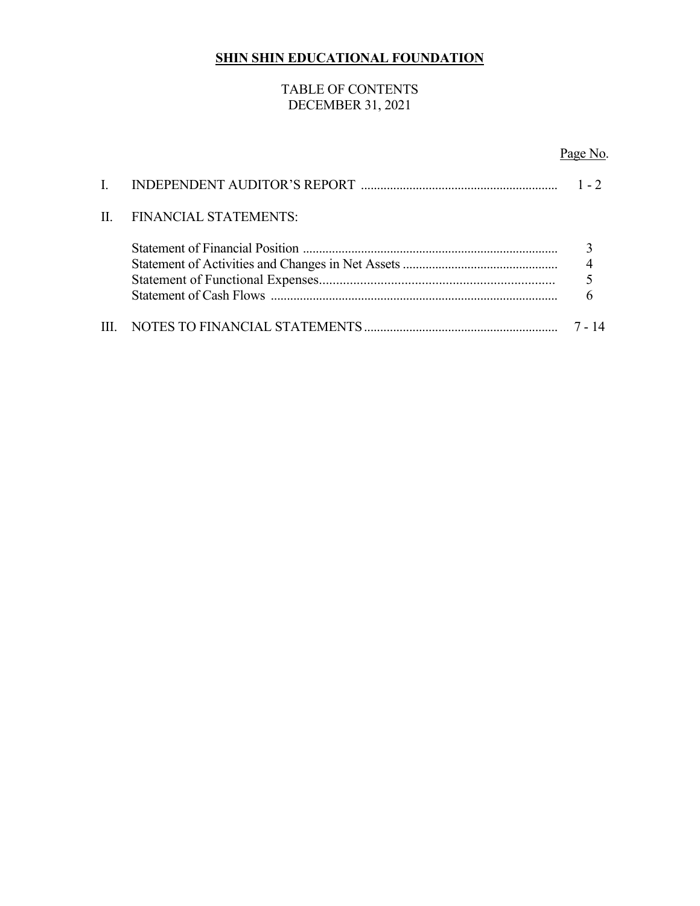# SHIN SHIN EDUCATIONAL FOUNDATION

TABLE OF CONTENTS
DECEMBER 31, 2021

| | | Page No. |
|---|---|---|
| I. | INDEPENDENT AUDITOR'S REPORT | 1 - 2 |
| II. | FINANCIAL STATEMENTS: | |
| | Statement of Financial Position | 3 |
| | Statement of Activities and Changes in Net Assets | 4 |
| | Statement of Functional Expenses | 5 |
| | Statement of Cash Flows | 6 |
| III. | NOTES TO FINANCIAL STATEMENTS | 7 - 14 |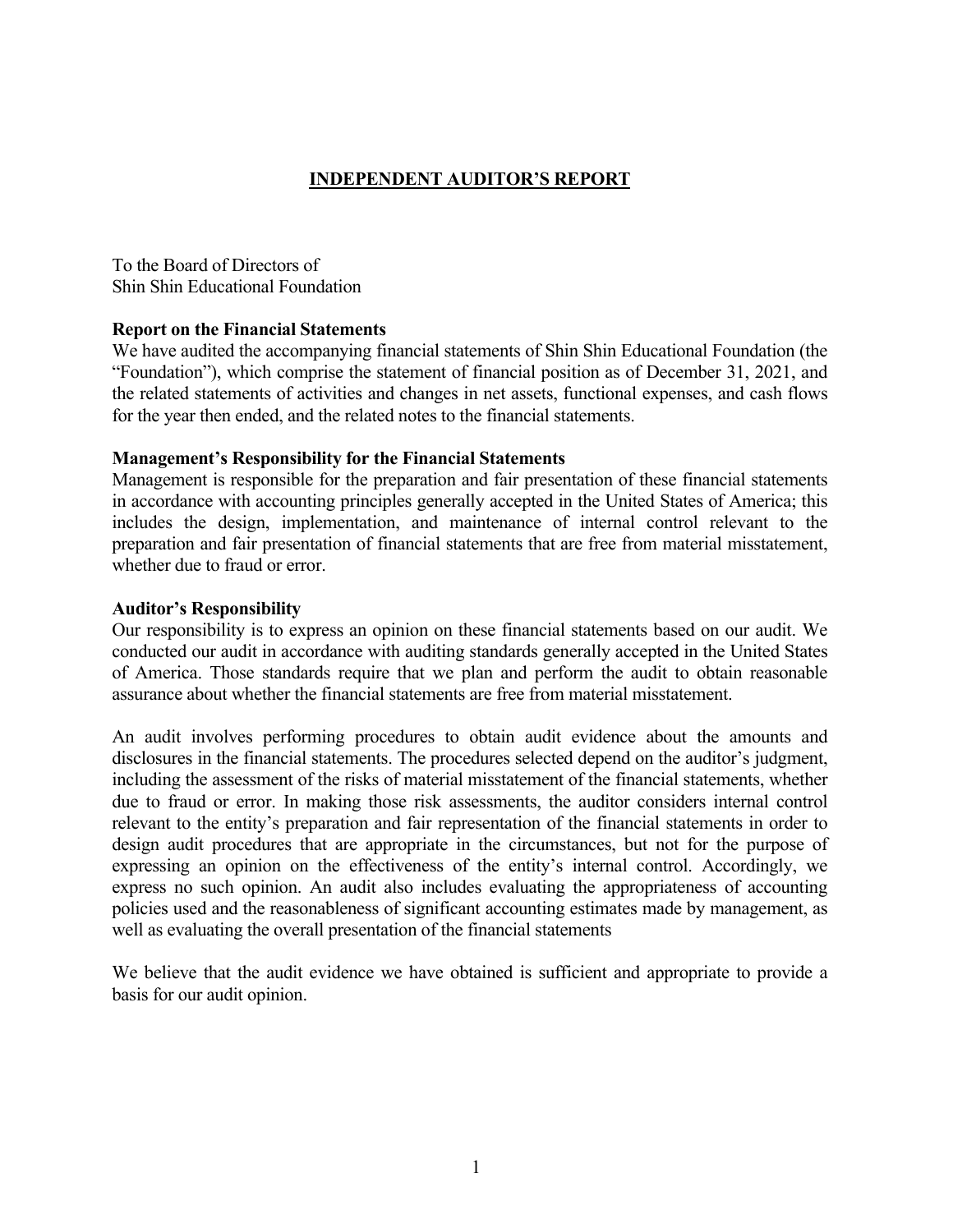# INDEPENDENT AUDITOR'S REPORT

To the Board of Directors of
Shin Shin Educational Foundation

**Report on the Financial Statements**
We have audited the accompanying financial statements of Shin Shin Educational Foundation (the "Foundation"), which comprise the statement of financial position as of December 31, 2021, and the related statements of activities and changes in net assets, functional expenses, and cash flows for the year then ended, and the related notes to the financial statements.

**Management's Responsibility for the Financial Statements**
Management is responsible for the preparation and fair presentation of these financial statements in accordance with accounting principles generally accepted in the United States of America; this includes the design, implementation, and maintenance of internal control relevant to the preparation and fair presentation of financial statements that are free from material misstatement, whether due to fraud or error.

**Auditor's Responsibility**
Our responsibility is to express an opinion on these financial statements based on our audit. We conducted our audit in accordance with auditing standards generally accepted in the United States of America. Those standards require that we plan and perform the audit to obtain reasonable assurance about whether the financial statements are free from material misstatement.

An audit involves performing procedures to obtain audit evidence about the amounts and disclosures in the financial statements. The procedures selected depend on the auditor's judgment, including the assessment of the risks of material misstatement of the financial statements, whether due to fraud or error. In making those risk assessments, the auditor considers internal control relevant to the entity's preparation and fair representation of the financial statements in order to design audit procedures that are appropriate in the circumstances, but not for the purpose of expressing an opinion on the effectiveness of the entity's internal control. Accordingly, we express no such opinion. An audit also includes evaluating the appropriateness of accounting policies used and the reasonableness of significant accounting estimates made by management, as well as evaluating the overall presentation of the financial statements

We believe that the audit evidence we have obtained is sufficient and appropriate to provide a basis for our audit opinion.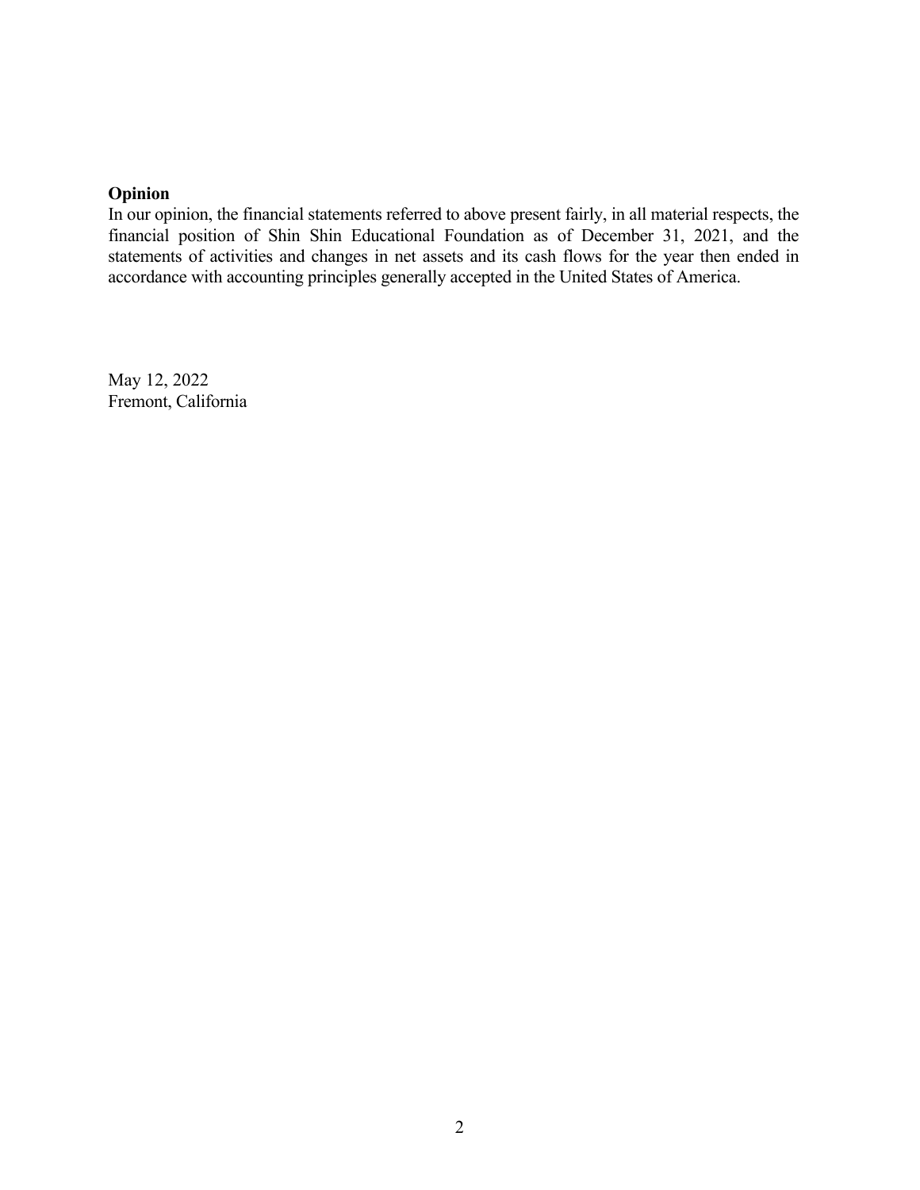**Opinion**

In our opinion, the financial statements referred to above present fairly, in all material respects, the financial position of Shin Shin Educational Foundation as of December 31, 2021, and the statements of activities and changes in net assets and its cash flows for the year then ended in accordance with accounting principles generally accepted in the United States of America.

May 12, 2022
Fremont, California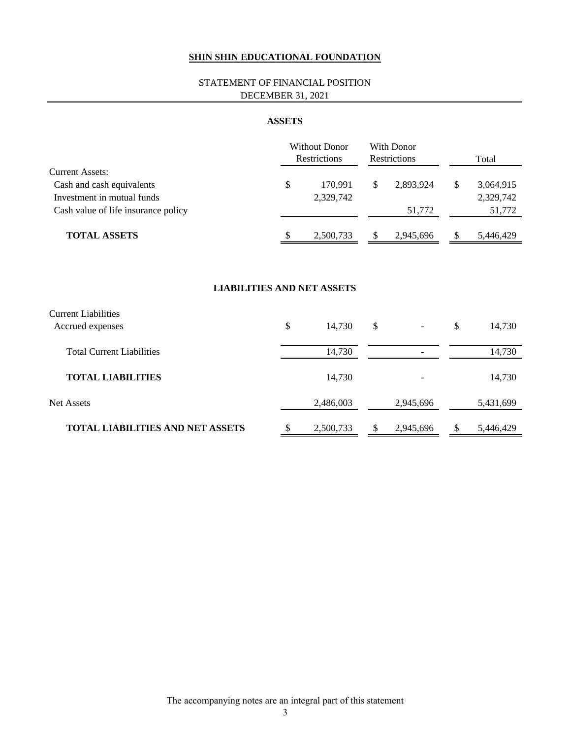**SHIN SHIN EDUCATIONAL FOUNDATION**

STATEMENT OF FINANCIAL POSITION
DECEMBER 31, 2021

**ASSETS**

| | Without Donor Restrictions | With Donor Restrictions | Total |
|---|---|---|---|
| Current Assets: | | | |
| Cash and cash equivalents | $ 170,991 | $ 2,893,924 | $ 3,064,915 |
| Investment in mutual funds | 2,329,742 | | 2,329,742 |
| Cash value of life insurance policy | | 51,772 | 51,772 |
| **TOTAL ASSETS** | $ 2,500,733 | $ 2,945,696 | $ 5,446,429 |

**LIABILITIES AND NET ASSETS**

| | Without Donor Restrictions | With Donor Restrictions | Total |
|---|---|---|---|
| Current Liabilities | | | |
| Accrued expenses | $ 14,730 | $ - | $ 14,730 |
| Total Current Liabilities | 14,730 | - | 14,730 |
| **TOTAL LIABILITIES** | 14,730 | - | 14,730 |
| Net Assets | 2,486,003 | 2,945,696 | 5,431,699 |
| **TOTAL LIABILITIES AND NET ASSETS** | $ 2,500,733 | $ 2,945,696 | $ 5,446,429 |

The accompanying notes are an integral part of this statement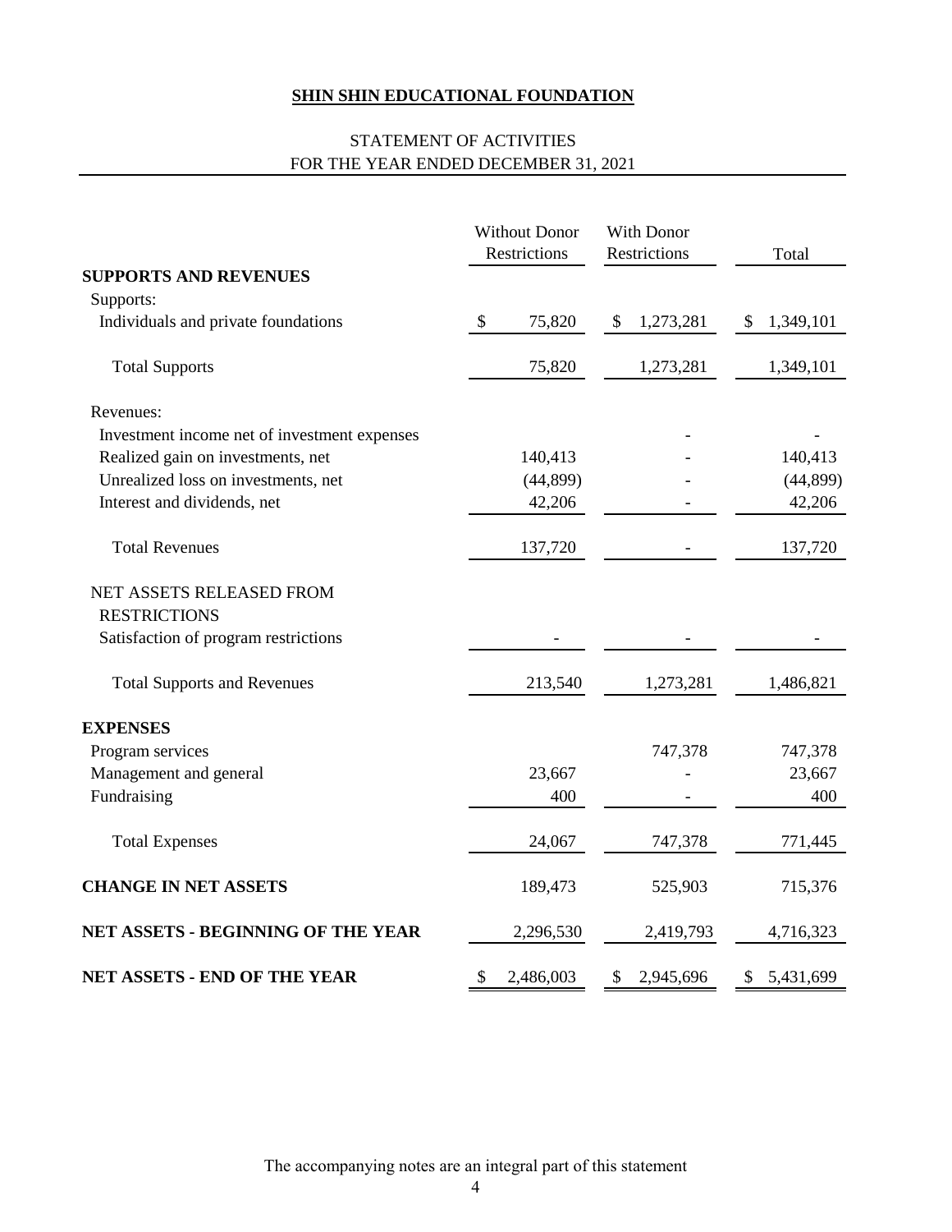**SHIN SHIN EDUCATIONAL FOUNDATION**

STATEMENT OF ACTIVITIES
FOR THE YEAR ENDED DECEMBER 31, 2021

| | Without Donor Restrictions | With Donor Restrictions | Total |
|---|---|---|---|
| **SUPPORTS AND REVENUES** | | | |
| Supports: | | | |
| Individuals and private foundations | $ 75,820 | $ 1,273,281 | $ 1,349,101 |
| Total Supports | 75,820 | 1,273,281 | 1,349,101 |
| Revenues: | | | |
| Investment income net of investment expenses | | - | - |
| Realized gain on investments, net | 140,413 | - | 140,413 |
| Unrealized loss on investments, net | (44,899) | - | (44,899) |
| Interest and dividends, net | 42,206 | - | 42,206 |
| Total Revenues | 137,720 | - | 137,720 |
| NET ASSETS RELEASED FROM RESTRICTIONS | | | |
| Satisfaction of program restrictions | - | - | - |
| Total Supports and Revenues | 213,540 | 1,273,281 | 1,486,821 |
| **EXPENSES** | | | |
| Program services | | 747,378 | 747,378 |
| Management and general | 23,667 | - | 23,667 |
| Fundraising | 400 | - | 400 |
| Total Expenses | 24,067 | 747,378 | 771,445 |
| **CHANGE IN NET ASSETS** | 189,473 | 525,903 | 715,376 |
| **NET ASSETS - BEGINNING OF THE YEAR** | 2,296,530 | 2,419,793 | 4,716,323 |
| **NET ASSETS - END OF THE YEAR** | $ 2,486,003 | $ 2,945,696 | $ 5,431,699 |

The accompanying notes are an integral part of this statement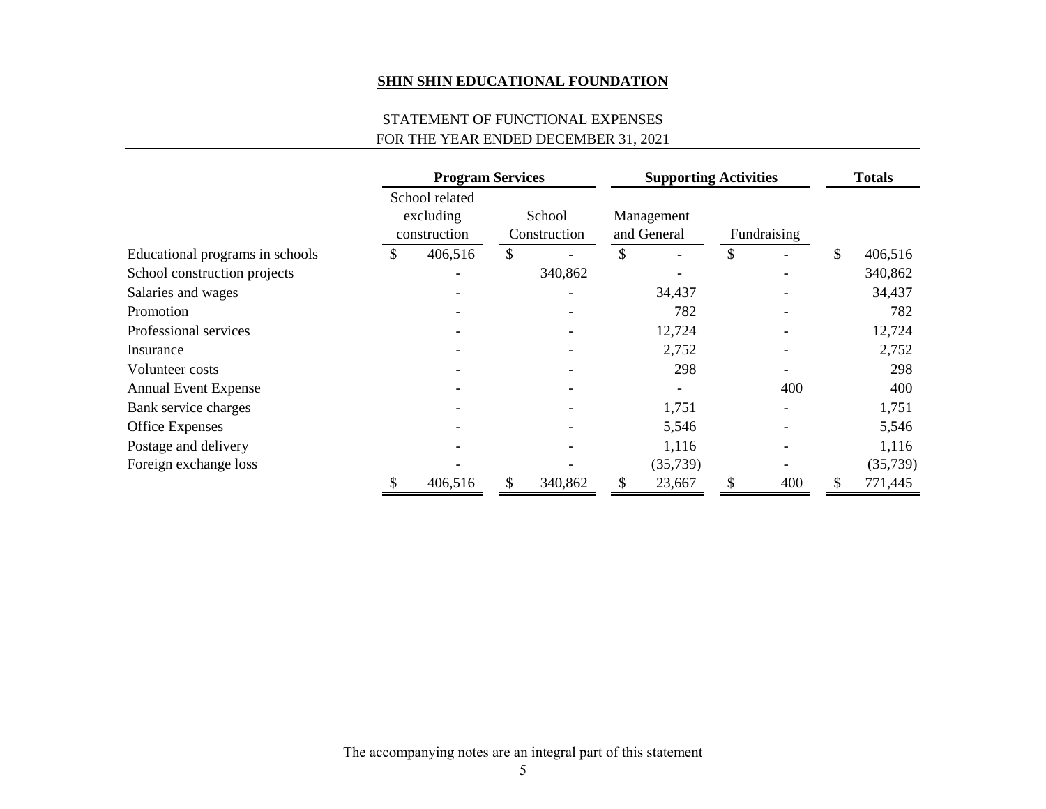**SHIN SHIN EDUCATIONAL FOUNDATION**

STATEMENT OF FUNCTIONAL EXPENSES
FOR THE YEAR ENDED DECEMBER 31, 2021

| | **Program Services** | | **Supporting Activities** | | **Totals** |
|---|---|---|---|---|---|
| | School related excluding construction | School Construction | Management and General | Fundraising | |
| Educational programs in schools | $ 406,516 | $ - | $ - | $ - | $ 406,516 |
| School construction projects | - | 340,862 | - | - | 340,862 |
| Salaries and wages | - | - | 34,437 | - | 34,437 |
| Promotion | - | - | 782 | - | 782 |
| Professional services | - | - | 12,724 | - | 12,724 |
| Insurance | - | - | 2,752 | - | 2,752 |
| Volunteer costs | - | - | 298 | - | 298 |
| Annual Event Expense | - | - | - | 400 | 400 |
| Bank service charges | - | - | 1,751 | - | 1,751 |
| Office Expenses | - | - | 5,546 | - | 5,546 |
| Postage and delivery | - | - | 1,116 | - | 1,116 |
| Foreign exchange loss | - | - | (35,739) | - | (35,739) |
| | $ 406,516 | $ 340,862 | $ 23,667 | $ 400 | $ 771,445 |

The accompanying notes are an integral part of this statement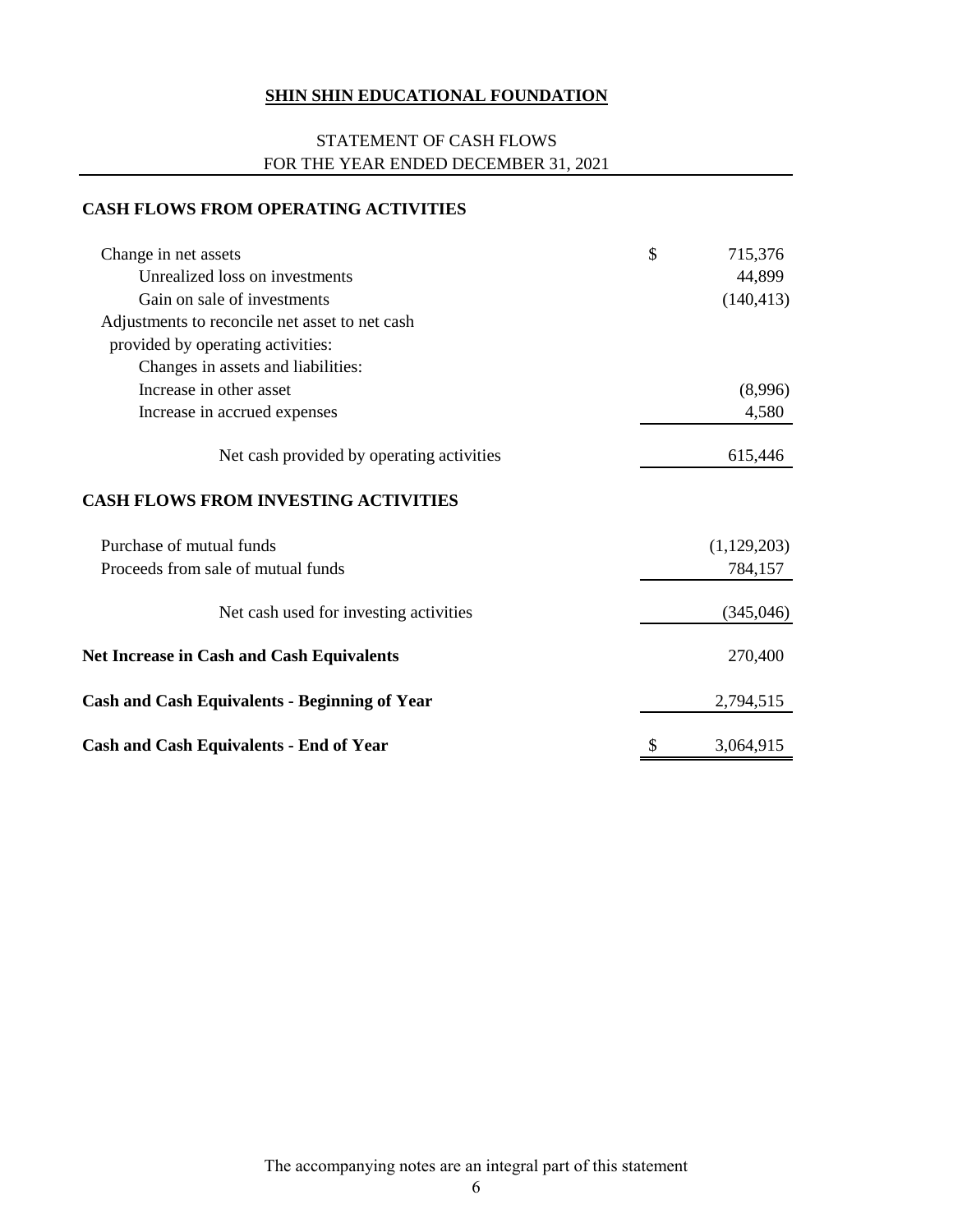**SHIN SHIN EDUCATIONAL FOUNDATION**

STATEMENT OF CASH FLOWS
FOR THE YEAR ENDED DECEMBER 31, 2021

| | | |
|---|---|---|
| **CASH FLOWS FROM OPERATING ACTIVITIES** | | |
| Change in net assets | $ | 715,376 |
| Unrealized loss on investments | | 44,899 |
| Gain on sale of investments | | (140,413) |
| Adjustments to reconcile net asset to net cash provided by operating activities: | | |
| Changes in assets and liabilities: | | |
| Increase in other asset | | (8,996) |
| Increase in accrued expenses | | 4,580 |
| Net cash provided by operating activities | | 615,446 |
| **CASH FLOWS FROM INVESTING ACTIVITIES** | | |
| Purchase of mutual funds | | (1,129,203) |
| Proceeds from sale of mutual funds | | 784,157 |
| Net cash used for investing activities | | (345,046) |
| **Net Increase in Cash and Cash Equivalents** | | 270,400 |
| **Cash and Cash Equivalents - Beginning of Year** | | 2,794,515 |
| **Cash and Cash Equivalents - End of Year** | $ | 3,064,915 |

The accompanying notes are an integral part of this statement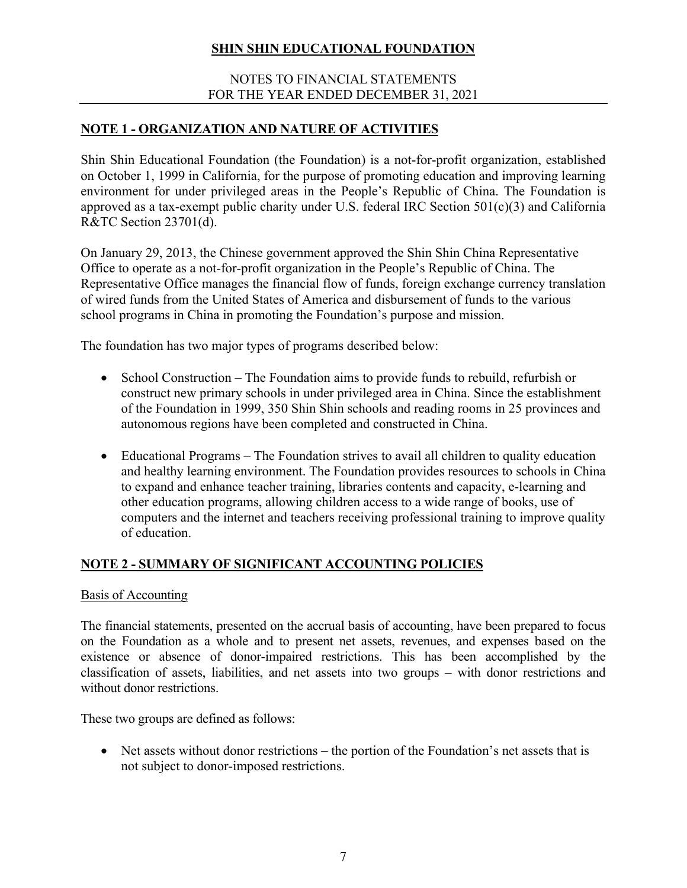# SHIN SHIN EDUCATIONAL FOUNDATION

NOTES TO FINANCIAL STATEMENTS
FOR THE YEAR ENDED DECEMBER 31, 2021

## NOTE 1 - ORGANIZATION AND NATURE OF ACTIVITIES

Shin Shin Educational Foundation (the Foundation) is a not-for-profit organization, established on October 1, 1999 in California, for the purpose of promoting education and improving learning environment for under privileged areas in the People's Republic of China. The Foundation is approved as a tax-exempt public charity under U.S. federal IRC Section 501(c)(3) and California R&TC Section 23701(d).

On January 29, 2013, the Chinese government approved the Shin Shin China Representative Office to operate as a not-for-profit organization in the People's Republic of China. The Representative Office manages the financial flow of funds, foreign exchange currency translation of wired funds from the United States of America and disbursement of funds to the various school programs in China in promoting the Foundation's purpose and mission.

The foundation has two major types of programs described below:

- School Construction – The Foundation aims to provide funds to rebuild, refurbish or construct new primary schools in under privileged area in China. Since the establishment of the Foundation in 1999, 350 Shin Shin schools and reading rooms in 25 provinces and autonomous regions have been completed and constructed in China.
- Educational Programs – The Foundation strives to avail all children to quality education and healthy learning environment. The Foundation provides resources to schools in China to expand and enhance teacher training, libraries contents and capacity, e-learning and other education programs, allowing children access to a wide range of books, use of computers and the internet and teachers receiving professional training to improve quality of education.

## NOTE 2 - SUMMARY OF SIGNIFICANT ACCOUNTING POLICIES

### Basis of Accounting

The financial statements, presented on the accrual basis of accounting, have been prepared to focus on the Foundation as a whole and to present net assets, revenues, and expenses based on the existence or absence of donor-impaired restrictions. This has been accomplished by the classification of assets, liabilities, and net assets into two groups – with donor restrictions and without donor restrictions.

These two groups are defined as follows:

- Net assets without donor restrictions – the portion of the Foundation's net assets that is not subject to donor-imposed restrictions.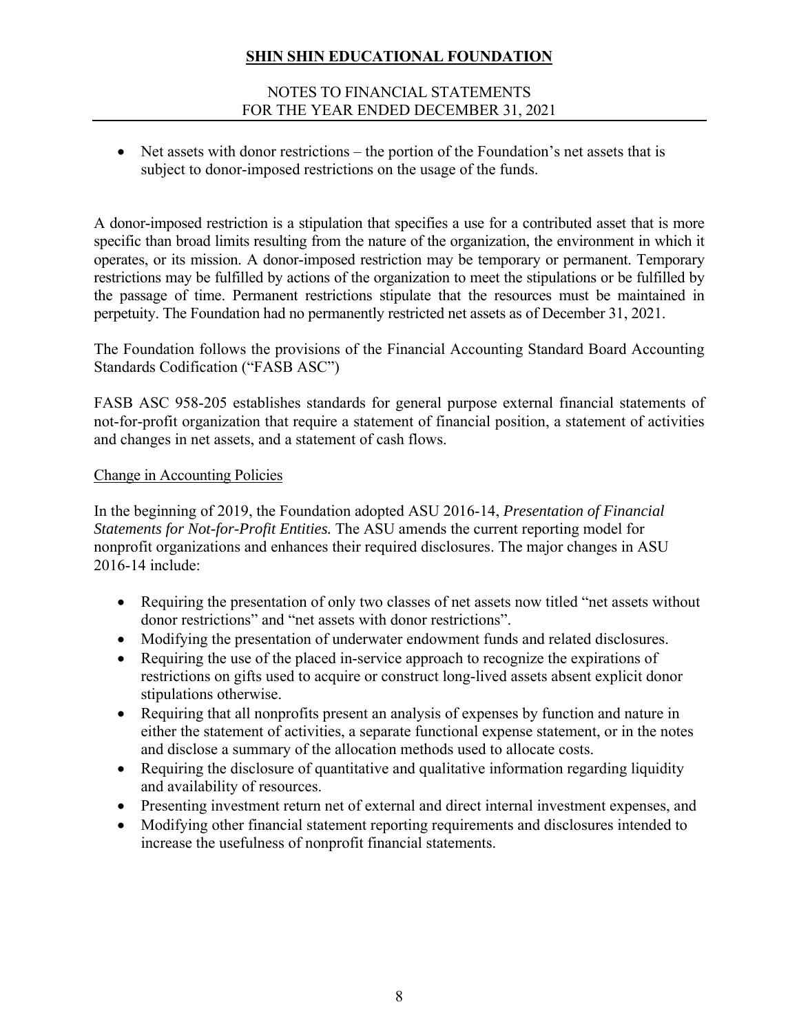- Net assets with donor restrictions – the portion of the Foundation's net assets that is subject to donor-imposed restrictions on the usage of the funds.

A donor-imposed restriction is a stipulation that specifies a use for a contributed asset that is more specific than broad limits resulting from the nature of the organization, the environment in which it operates, or its mission. A donor-imposed restriction may be temporary or permanent. Temporary restrictions may be fulfilled by actions of the organization to meet the stipulations or be fulfilled by the passage of time. Permanent restrictions stipulate that the resources must be maintained in perpetuity. The Foundation had no permanently restricted net assets as of December 31, 2021.

The Foundation follows the provisions of the Financial Accounting Standard Board Accounting Standards Codification ("FASB ASC")

FASB ASC 958-205 establishes standards for general purpose external financial statements of not-for-profit organization that require a statement of financial position, a statement of activities and changes in net assets, and a statement of cash flows.

Change in Accounting Policies

In the beginning of 2019, the Foundation adopted ASU 2016-14, *Presentation of Financial Statements for Not-for-Profit Entities.* The ASU amends the current reporting model for nonprofit organizations and enhances their required disclosures. The major changes in ASU 2016-14 include:

- Requiring the presentation of only two classes of net assets now titled "net assets without donor restrictions" and "net assets with donor restrictions".
- Modifying the presentation of underwater endowment funds and related disclosures.
- Requiring the use of the placed in-service approach to recognize the expirations of restrictions on gifts used to acquire or construct long-lived assets absent explicit donor stipulations otherwise.
- Requiring that all nonprofits present an analysis of expenses by function and nature in either the statement of activities, a separate functional expense statement, or in the notes and disclose a summary of the allocation methods used to allocate costs.
- Requiring the disclosure of quantitative and qualitative information regarding liquidity and availability of resources.
- Presenting investment return net of external and direct internal investment expenses, and
- Modifying other financial statement reporting requirements and disclosures intended to increase the usefulness of nonprofit financial statements.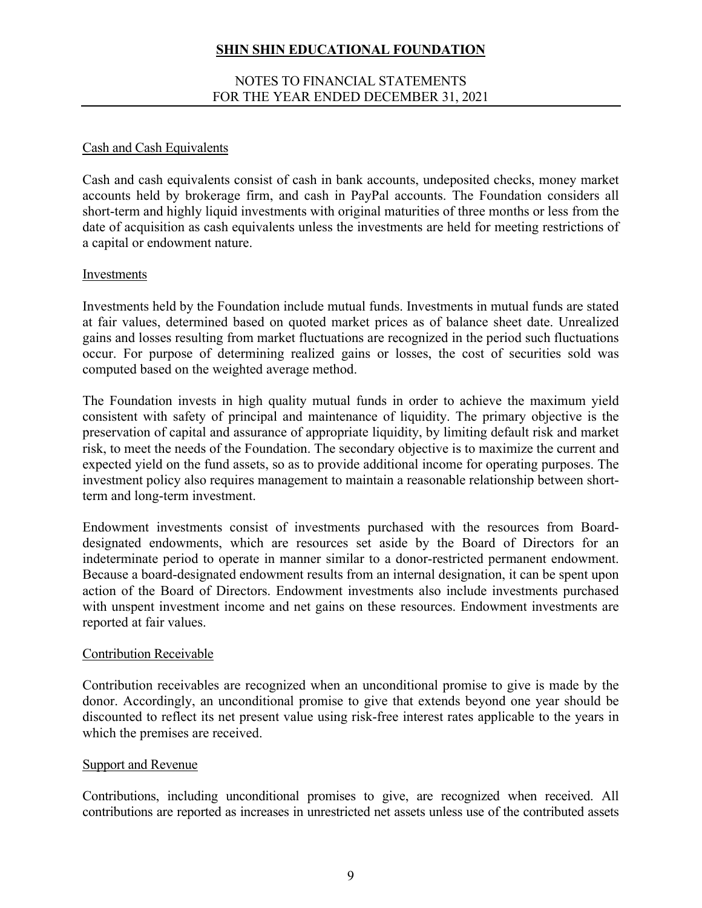## Cash and Cash Equivalents

Cash and cash equivalents consist of cash in bank accounts, undeposited checks, money market accounts held by brokerage firm, and cash in PayPal accounts. The Foundation considers all short-term and highly liquid investments with original maturities of three months or less from the date of acquisition as cash equivalents unless the investments are held for meeting restrictions of a capital or endowment nature.

## Investments

Investments held by the Foundation include mutual funds. Investments in mutual funds are stated at fair values, determined based on quoted market prices as of balance sheet date. Unrealized gains and losses resulting from market fluctuations are recognized in the period such fluctuations occur. For purpose of determining realized gains or losses, the cost of securities sold was computed based on the weighted average method.

The Foundation invests in high quality mutual funds in order to achieve the maximum yield consistent with safety of principal and maintenance of liquidity. The primary objective is the preservation of capital and assurance of appropriate liquidity, by limiting default risk and market risk, to meet the needs of the Foundation. The secondary objective is to maximize the current and expected yield on the fund assets, so as to provide additional income for operating purposes. The investment policy also requires management to maintain a reasonable relationship between short-term and long-term investment.

Endowment investments consist of investments purchased with the resources from Board-designated endowments, which are resources set aside by the Board of Directors for an indeterminate period to operate in manner similar to a donor-restricted permanent endowment. Because a board-designated endowment results from an internal designation, it can be spent upon action of the Board of Directors. Endowment investments also include investments purchased with unspent investment income and net gains on these resources. Endowment investments are reported at fair values.

## Contribution Receivable

Contribution receivables are recognized when an unconditional promise to give is made by the donor. Accordingly, an unconditional promise to give that extends beyond one year should be discounted to reflect its net present value using risk-free interest rates applicable to the years in which the premises are received.

## Support and Revenue

Contributions, including unconditional promises to give, are recognized when received. All contributions are reported as increases in unrestricted net assets unless use of the contributed assets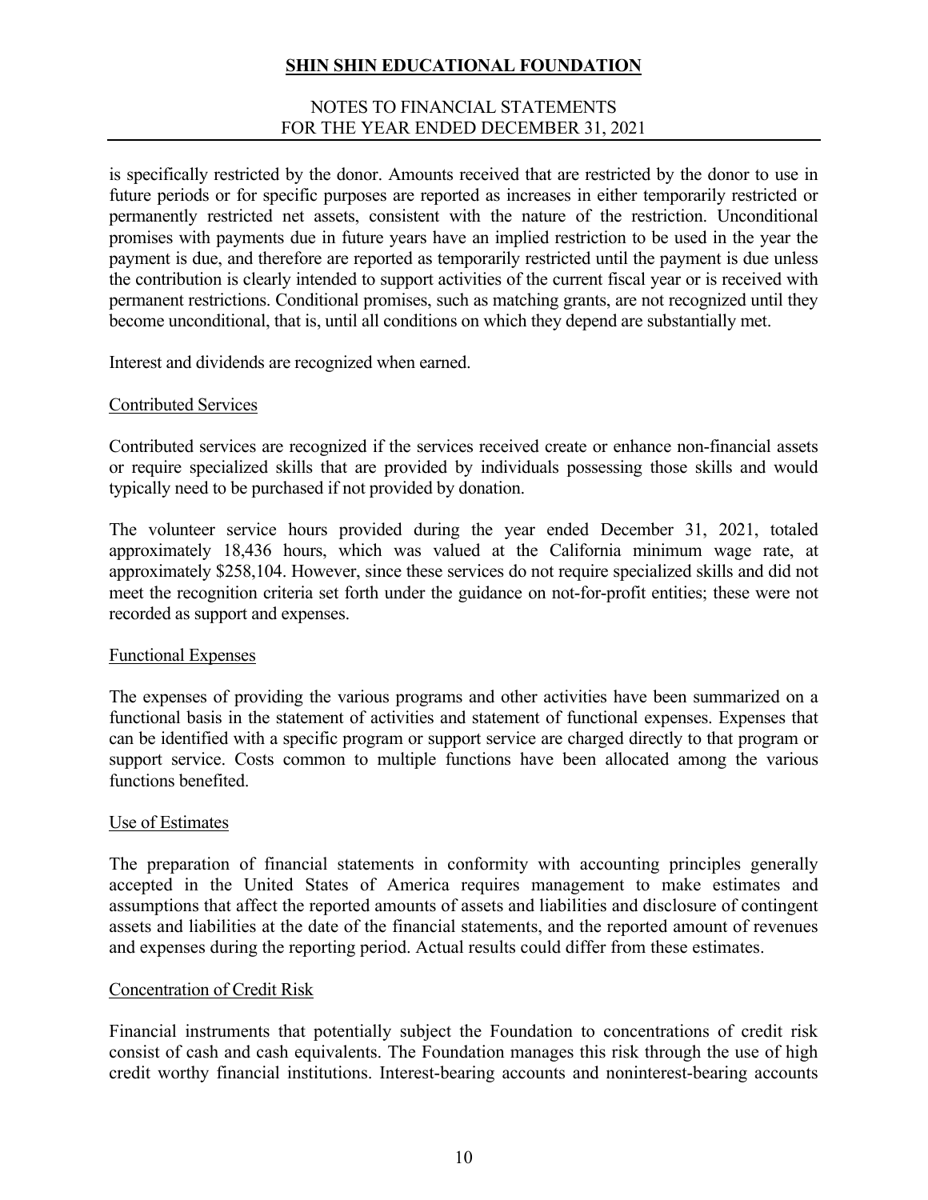is specifically restricted by the donor. Amounts received that are restricted by the donor to use in future periods or for specific purposes are reported as increases in either temporarily restricted or permanently restricted net assets, consistent with the nature of the restriction. Unconditional promises with payments due in future years have an implied restriction to be used in the year the payment is due, and therefore are reported as temporarily restricted until the payment is due unless the contribution is clearly intended to support activities of the current fiscal year or is received with permanent restrictions. Conditional promises, such as matching grants, are not recognized until they become unconditional, that is, until all conditions on which they depend are substantially met.

Interest and dividends are recognized when earned.

### Contributed Services

Contributed services are recognized if the services received create or enhance non-financial assets or require specialized skills that are provided by individuals possessing those skills and would typically need to be purchased if not provided by donation.

The volunteer service hours provided during the year ended December 31, 2021, totaled approximately 18,436 hours, which was valued at the California minimum wage rate, at approximately $258,104. However, since these services do not require specialized skills and did not meet the recognition criteria set forth under the guidance on not-for-profit entities; these were not recorded as support and expenses.

### Functional Expenses

The expenses of providing the various programs and other activities have been summarized on a functional basis in the statement of activities and statement of functional expenses. Expenses that can be identified with a specific program or support service are charged directly to that program or support service. Costs common to multiple functions have been allocated among the various functions benefited.

### Use of Estimates

The preparation of financial statements in conformity with accounting principles generally accepted in the United States of America requires management to make estimates and assumptions that affect the reported amounts of assets and liabilities and disclosure of contingent assets and liabilities at the date of the financial statements, and the reported amount of revenues and expenses during the reporting period. Actual results could differ from these estimates.

### Concentration of Credit Risk

Financial instruments that potentially subject the Foundation to concentrations of credit risk consist of cash and cash equivalents. The Foundation manages this risk through the use of high credit worthy financial institutions. Interest-bearing accounts and noninterest-bearing accounts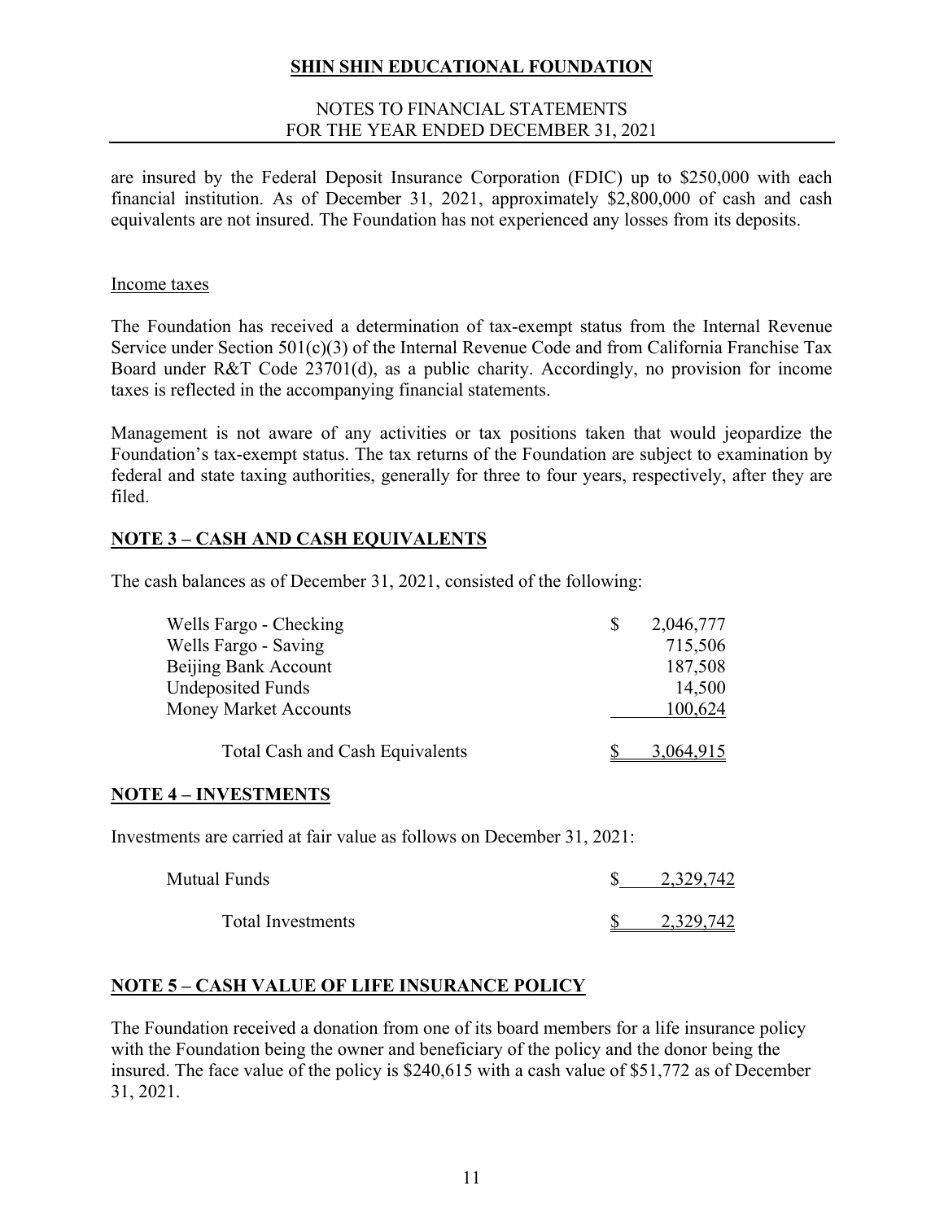are insured by the Federal Deposit Insurance Corporation (FDIC) up to $250,000 with each financial institution. As of December 31, 2021, approximately $2,800,000 of cash and cash equivalents are not insured. The Foundation has not experienced any losses from its deposits.

Income taxes

The Foundation has received a determination of tax-exempt status from the Internal Revenue Service under Section 501(c)(3) of the Internal Revenue Code and from California Franchise Tax Board under R&T Code 23701(d), as a public charity. Accordingly, no provision for income taxes is reflected in the accompanying financial statements.

Management is not aware of any activities or tax positions taken that would jeopardize the Foundation's tax-exempt status. The tax returns of the Foundation are subject to examination by federal and state taxing authorities, generally for three to four years, respectively, after they are filed.

## NOTE 3 – CASH AND CASH EQUIVALENTS

The cash balances as of December 31, 2021, consisted of the following:

| | |
|---|---|
| Wells Fargo - Checking | $ 2,046,777 |
| Wells Fargo - Saving | 715,506 |
| Beijing Bank Account | 187,508 |
| Undeposited Funds | 14,500 |
| Money Market Accounts | 100,624 |
| Total Cash and Cash Equivalents | $ 3,064,915 |

## NOTE 4 – INVESTMENTS

Investments are carried at fair value as follows on December 31, 2021:

| | |
|---|---|
| Mutual Funds | $ 2,329,742 |
| Total Investments | $ 2,329,742 |

## NOTE 5 – CASH VALUE OF LIFE INSURANCE POLICY

The Foundation received a donation from one of its board members for a life insurance policy with the Foundation being the owner and beneficiary of the policy and the donor being the insured. The face value of the policy is $240,615 with a cash value of $51,772 as of December 31, 2021.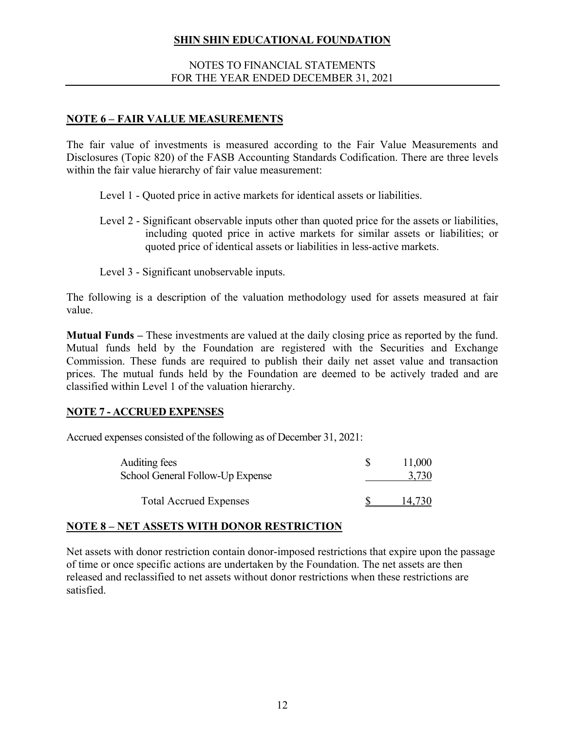## NOTE 6 – FAIR VALUE MEASUREMENTS

The fair value of investments is measured according to the Fair Value Measurements and Disclosures (Topic 820) of the FASB Accounting Standards Codification. There are three levels within the fair value hierarchy of fair value measurement:

Level 1 - Quoted price in active markets for identical assets or liabilities.

Level 2 - Significant observable inputs other than quoted price for the assets or liabilities, including quoted price in active markets for similar assets or liabilities; or quoted price of identical assets or liabilities in less-active markets.

Level 3 - Significant unobservable inputs.

The following is a description of the valuation methodology used for assets measured at fair value.

**Mutual Funds –** These investments are valued at the daily closing price as reported by the fund. Mutual funds held by the Foundation are registered with the Securities and Exchange Commission. These funds are required to publish their daily net asset value and transaction prices. The mutual funds held by the Foundation are deemed to be actively traded and are classified within Level 1 of the valuation hierarchy.

## NOTE 7 - ACCRUED EXPENSES

Accrued expenses consisted of the following as of December 31, 2021:

| | |
|---|---|
| Auditing fees | $ 11,000 |
| School General Follow-Up Expense | 3,730 |
| Total Accrued Expenses | $ 14,730 |

## NOTE 8 – NET ASSETS WITH DONOR RESTRICTION

Net assets with donor restriction contain donor-imposed restrictions that expire upon the passage of time or once specific actions are undertaken by the Foundation. The net assets are then released and reclassified to net assets without donor restrictions when these restrictions are satisfied.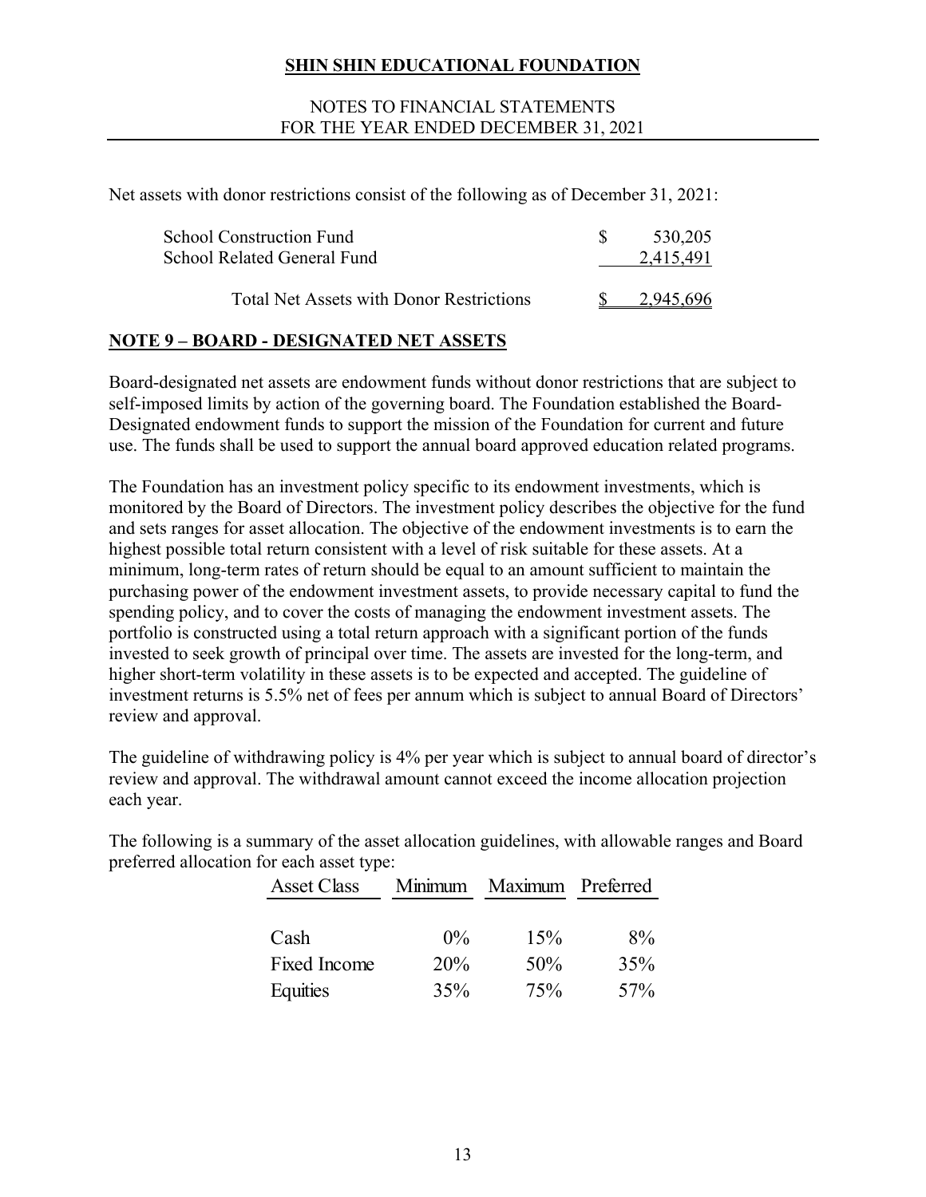Net assets with donor restrictions consist of the following as of December 31, 2021:

| | |
|---|---|
| School Construction Fund | $ 530,205 |
| School Related General Fund | 2,415,491 |
| Total Net Assets with Donor Restrictions | $ 2,945,696 |

## NOTE 9 – BOARD - DESIGNATED NET ASSETS

Board-designated net assets are endowment funds without donor restrictions that are subject to self-imposed limits by action of the governing board. The Foundation established the Board-Designated endowment funds to support the mission of the Foundation for current and future use. The funds shall be used to support the annual board approved education related programs.

The Foundation has an investment policy specific to its endowment investments, which is monitored by the Board of Directors. The investment policy describes the objective for the fund and sets ranges for asset allocation. The objective of the endowment investments is to earn the highest possible total return consistent with a level of risk suitable for these assets. At a minimum, long-term rates of return should be equal to an amount sufficient to maintain the purchasing power of the endowment investment assets, to provide necessary capital to fund the spending policy, and to cover the costs of managing the endowment investment assets. The portfolio is constructed using a total return approach with a significant portion of the funds invested to seek growth of principal over time. The assets are invested for the long-term, and higher short-term volatility in these assets is to be expected and accepted. The guideline of investment returns is 5.5% net of fees per annum which is subject to annual Board of Directors' review and approval.

The guideline of withdrawing policy is 4% per year which is subject to annual board of director's review and approval. The withdrawal amount cannot exceed the income allocation projection each year.

The following is a summary of the asset allocation guidelines, with allowable ranges and Board preferred allocation for each asset type:

| Asset Class | Minimum | Maximum | Preferred |
|---|---|---|---|
| Cash | 0% | 15% | 8% |
| Fixed Income | 20% | 50% | 35% |
| Equities | 35% | 75% | 57% |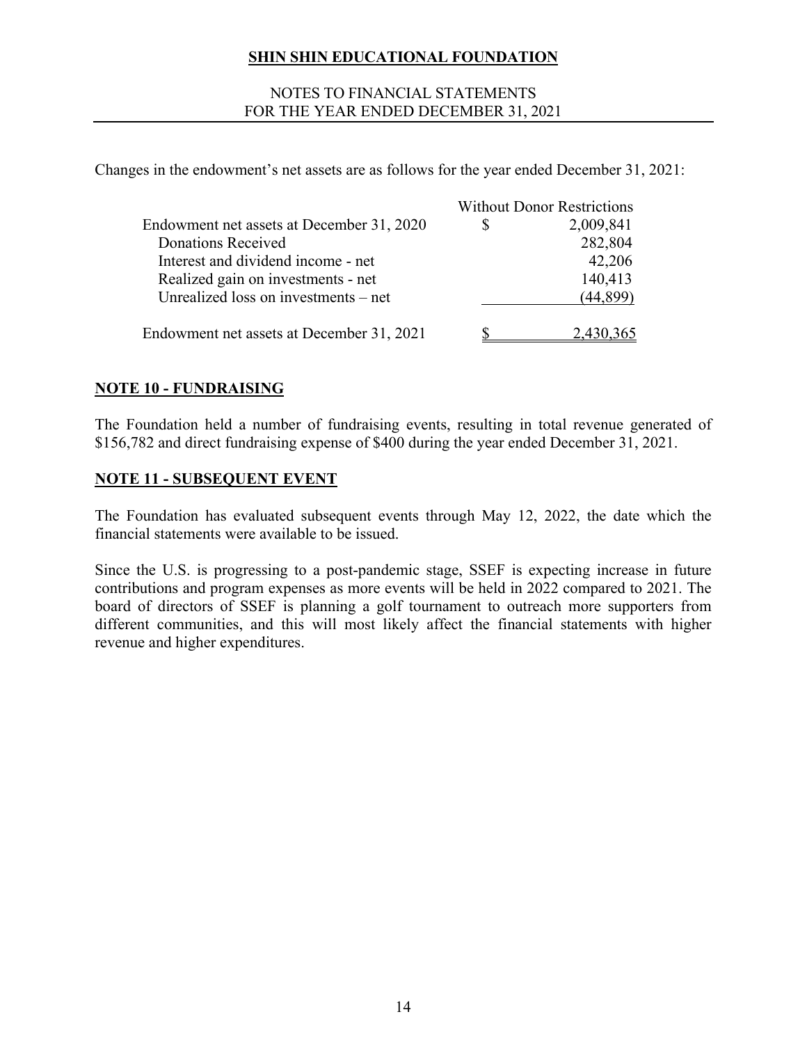Changes in the endowment's net assets are as follows for the year ended December 31, 2021:

| | Without Donor Restrictions |
|---|---|
| Endowment net assets at December 31, 2020 | $ 2,009,841 |
| Donations Received | 282,804 |
| Interest and dividend income - net | 42,206 |
| Realized gain on investments - net | 140,413 |
| Unrealized loss on investments – net | (44,899) |
| Endowment net assets at December 31, 2021 | $ 2,430,365 |

## NOTE 10 - FUNDRAISING

The Foundation held a number of fundraising events, resulting in total revenue generated of $156,782 and direct fundraising expense of $400 during the year ended December 31, 2021.

## NOTE 11 - SUBSEQUENT EVENT

The Foundation has evaluated subsequent events through May 12, 2022, the date which the financial statements were available to be issued.

Since the U.S. is progressing to a post-pandemic stage, SSEF is expecting increase in future contributions and program expenses as more events will be held in 2022 compared to 2021. The board of directors of SSEF is planning a golf tournament to outreach more supporters from different communities, and this will most likely affect the financial statements with higher revenue and higher expenditures.